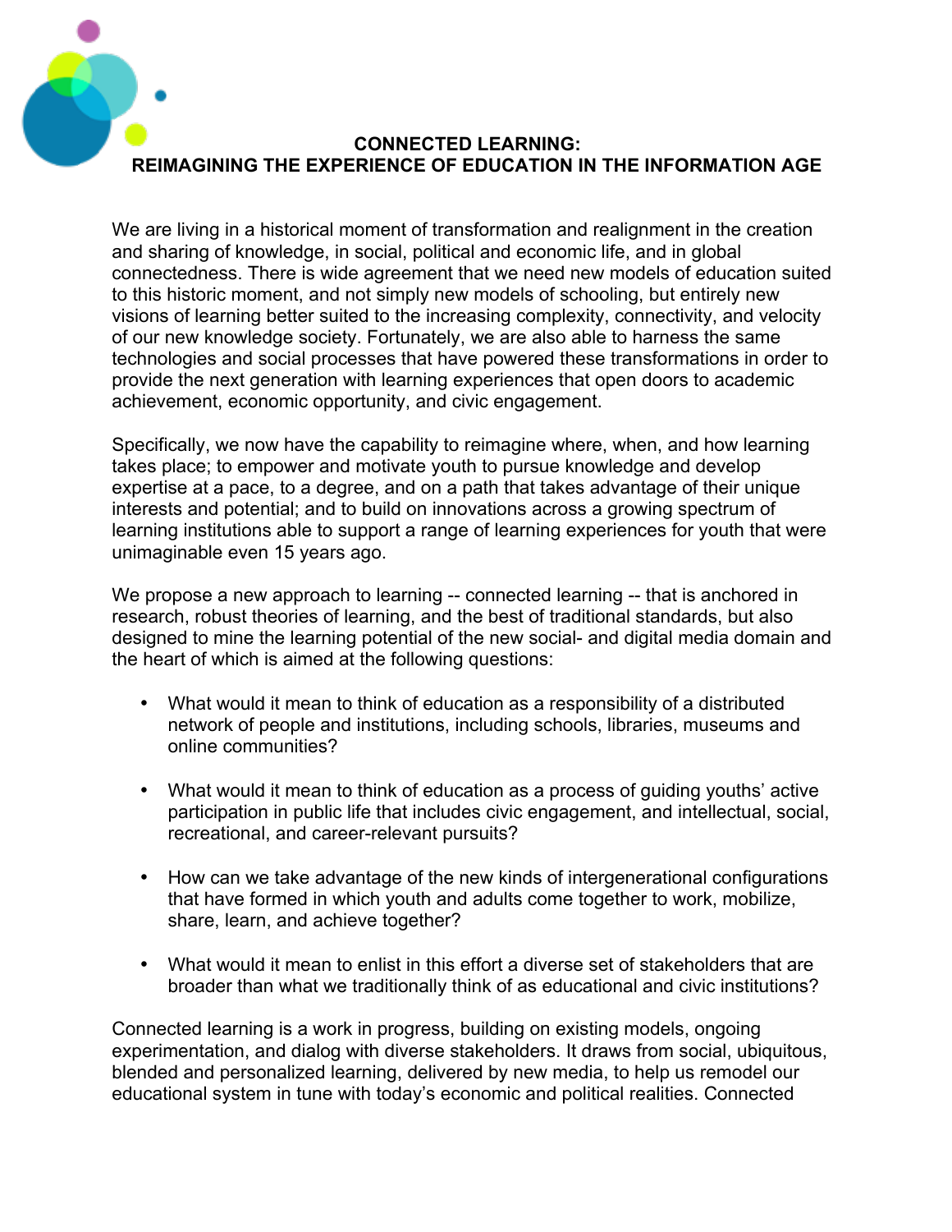# CONNECTED LEARNING: REIMAGINING THE EXPERIENCE OF EDUCATION IN THE INFORMATION AGE

We are living in a historical moment of transformation and realignment in the creation and sharing of knowledge, in social, political and economic life, and in global connectedness. There is wide agreement that we need new models of education suited to this historic moment, and not simply new models of schooling, but entirely new visions of learning better suited to the increasing complexity, connectivity, and velocity of our new knowledge society. Fortunately, we are also able to harness the same technologies and social processes that have powered these transformations in order to provide the next generation with learning experiences that open doors to academic achievement, economic opportunity, and civic engagement.

Specifically, we now have the capability to reimagine where, when, and how learning takes place; to empower and motivate youth to pursue knowledge and develop expertise at a pace, to a degree, and on a path that takes advantage of their unique interests and potential; and to build on innovations across a growing spectrum of learning institutions able to support a range of learning experiences for youth that were unimaginable even 15 years ago.

We propose a new approach to learning -- connected learning -- that is anchored in research, robust theories of learning, and the best of traditional standards, but also designed to mine the learning potential of the new social- and digital media domain and the heart of which is aimed at the following questions:

- What would it mean to think of education as a responsibility of a distributed network of people and institutions, including schools, libraries, museums and online communities?
- What would it mean to think of education as a process of guiding youths' active participation in public life that includes civic engagement, and intellectual, social, recreational, and career-relevant pursuits?
- How can we take advantage of the new kinds of intergenerational configurations that have formed in which youth and adults come together to work, mobilize, share, learn, and achieve together?
- What would it mean to enlist in this effort a diverse set of stakeholders that are broader than what we traditionally think of as educational and civic institutions?

Connected learning is a work in progress, building on existing models, ongoing experimentation, and dialog with diverse stakeholders. It draws from social, ubiquitous, blended and personalized learning, delivered by new media, to help us remodel our educational system in tune with today's economic and political realities. Connected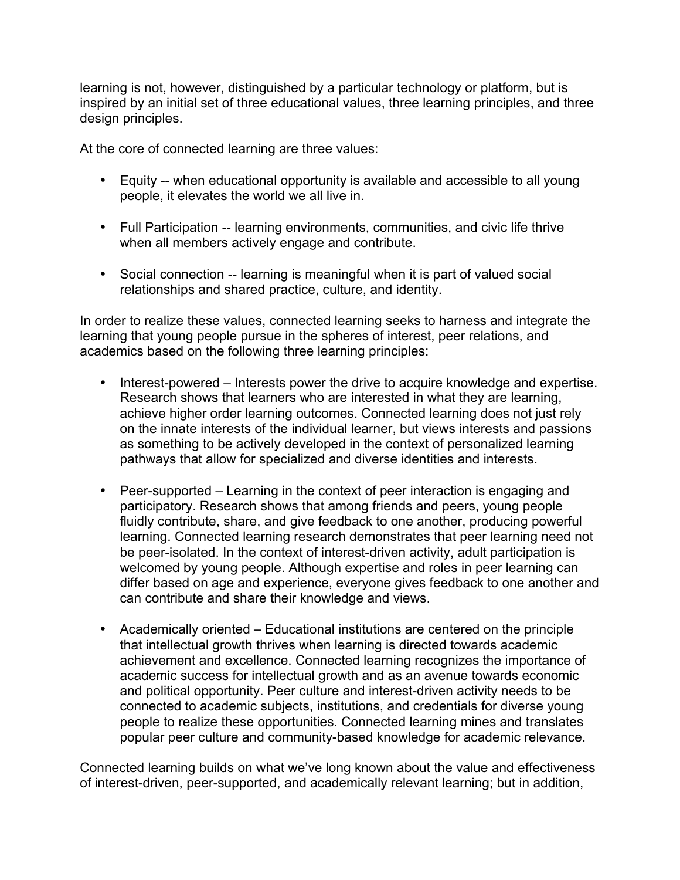learning is not, however, distinguished by a particular technology or platform, but is inspired by an initial set of three educational values, three learning principles, and three design principles.

At the core of connected learning are three values:

- Equity -- when educational opportunity is available and accessible to all young people, it elevates the world we all live in.

- Full Participation -- learning environments, communities, and civic life thrive when all members actively engage and contribute.

- Social connection -- learning is meaningful when it is part of valued social relationships and shared practice, culture, and identity.

In order to realize these values, connected learning seeks to harness and integrate the learning that young people pursue in the spheres of interest, peer relations, and academics based on the following three learning principles:

- Interest-powered – Interests power the drive to acquire knowledge and expertise. Research shows that learners who are interested in what they are learning, achieve higher order learning outcomes. Connected learning does not just rely on the innate interests of the individual learner, but views interests and passions as something to be actively developed in the context of personalized learning pathways that allow for specialized and diverse identities and interests.

- Peer-supported – Learning in the context of peer interaction is engaging and participatory. Research shows that among friends and peers, young people fluidly contribute, share, and give feedback to one another, producing powerful learning. Connected learning research demonstrates that peer learning need not be peer-isolated. In the context of interest-driven activity, adult participation is welcomed by young people. Although expertise and roles in peer learning can differ based on age and experience, everyone gives feedback to one another and can contribute and share their knowledge and views.

- Academically oriented – Educational institutions are centered on the principle that intellectual growth thrives when learning is directed towards academic achievement and excellence. Connected learning recognizes the importance of academic success for intellectual growth and as an avenue towards economic and political opportunity. Peer culture and interest-driven activity needs to be connected to academic subjects, institutions, and credentials for diverse young people to realize these opportunities. Connected learning mines and translates popular peer culture and community-based knowledge for academic relevance.

Connected learning builds on what we've long known about the value and effectiveness of interest-driven, peer-supported, and academically relevant learning; but in addition,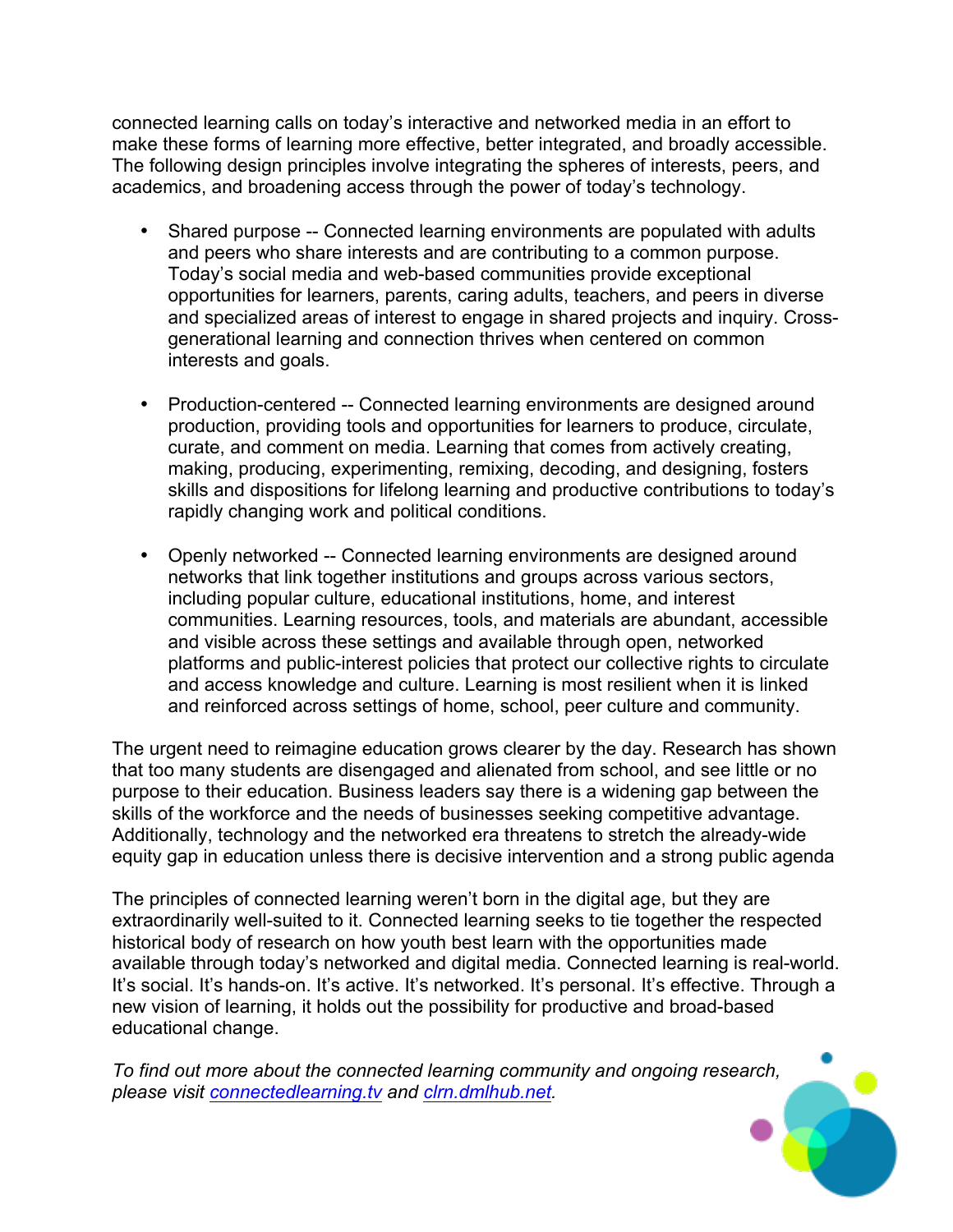connected learning calls on today's interactive and networked media in an effort to make these forms of learning more effective, better integrated, and broadly accessible. The following design principles involve integrating the spheres of interests, peers, and academics, and broadening access through the power of today's technology.

- Shared purpose -- Connected learning environments are populated with adults and peers who share interests and are contributing to a common purpose. Today's social media and web-based communities provide exceptional opportunities for learners, parents, caring adults, teachers, and peers in diverse and specialized areas of interest to engage in shared projects and inquiry. Cross-generational learning and connection thrives when centered on common interests and goals.

- Production-centered -- Connected learning environments are designed around production, providing tools and opportunities for learners to produce, circulate, curate, and comment on media. Learning that comes from actively creating, making, producing, experimenting, remixing, decoding, and designing, fosters skills and dispositions for lifelong learning and productive contributions to today's rapidly changing work and political conditions.

- Openly networked -- Connected learning environments are designed around networks that link together institutions and groups across various sectors, including popular culture, educational institutions, home, and interest communities. Learning resources, tools, and materials are abundant, accessible and visible across these settings and available through open, networked platforms and public-interest policies that protect our collective rights to circulate and access knowledge and culture. Learning is most resilient when it is linked and reinforced across settings of home, school, peer culture and community.

The urgent need to reimagine education grows clearer by the day. Research has shown that too many students are disengaged and alienated from school, and see little or no purpose to their education. Business leaders say there is a widening gap between the skills of the workforce and the needs of businesses seeking competitive advantage. Additionally, technology and the networked era threatens to stretch the already-wide equity gap in education unless there is decisive intervention and a strong public agenda

The principles of connected learning weren't born in the digital age, but they are extraordinarily well-suited to it. Connected learning seeks to tie together the respected historical body of research on how youth best learn with the opportunities made available through today's networked and digital media. Connected learning is real-world. It's social. It's hands-on. It's active. It's networked. It's personal. It's effective. Through a new vision of learning, it holds out the possibility for productive and broad-based educational change.

*To find out more about the connected learning community and ongoing research, please visit [connectedlearning.tv](connectedlearning.tv) and [clrn.dmlhub.net](clrn.dmlhub.net).*